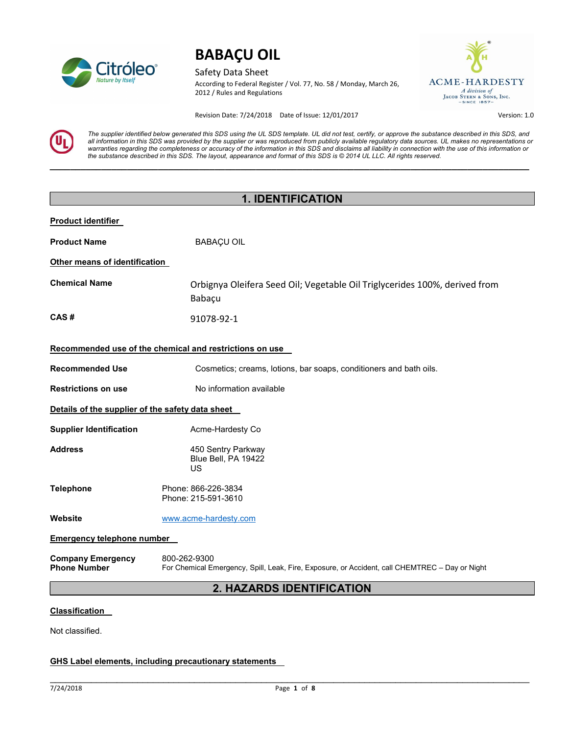# BABAÇU OIL

Safety Data Sheet

According to Federal Register / Vol. 77, No. 58 / Monday, March 26, 2012 / Rules and Regulations

Revision Date: 7/24/2018 Date of Issue: 12/01/2017 Version: 1.0

*The supplier identified below generated this SDS using the UL SDS template. UL did not test, certify, or approve the substance described in this SDS, and all information in this SDS was provided by the supplier or was reproduced from publicly available regulatory data sources. UL makes no representations or warranties regarding the completeness or accuracy of the information in this SDS and disclaims all liability in connection with the use of this information or the substance described in this SDS. The layout, appearance and format of this SDS is © 2014 UL LLC. All rights reserved.*

## 1. IDENTIFICATION

**Product identifier**

**Product Name** BABAÇU OIL

**Other means of identification**

**Chemical Name** Orbignya Oleifera Seed Oil; Vegetable Oil Triglycerides 100%, derived from Babaçu

**CAS #** 91078-92-1

**Recommended use of the chemical and restrictions on use**

**Recommended Use** Cosmetics; creams, lotions, bar soaps, conditioners and bath oils.

**Restrictions on use** No information available

**Details of the supplier of the safety data sheet**

**Supplier Identification** Acme-Hardesty Co

**Address** 450 Sentry Parkway
Blue Bell, PA 19422
US

**Telephone** Phone: 866-226-3834
Phone: 215-591-3610

**Website** www.acme-hardesty.com

**Emergency telephone number**

**Company Emergency Phone Number** 800-262-9300
For Chemical Emergency, Spill, Leak, Fire, Exposure, or Accident, call CHEMTREC – Day or Night

## 2. HAZARDS IDENTIFICATION

**Classification**

Not classified.

**GHS Label elements, including precautionary statements**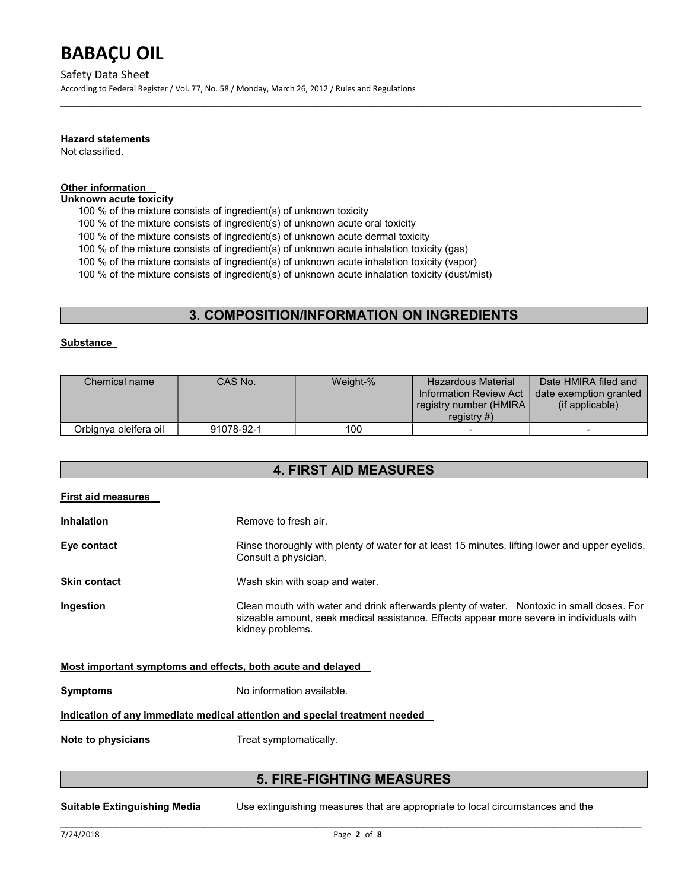**Hazard statements**

Not classified.

**Other information**

**Unknown acute toxicity**

100 % of the mixture consists of ingredient(s) of unknown toxicity
100 % of the mixture consists of ingredient(s) of unknown acute oral toxicity
100 % of the mixture consists of ingredient(s) of unknown acute dermal toxicity
100 % of the mixture consists of ingredient(s) of unknown acute inhalation toxicity (gas)
100 % of the mixture consists of ingredient(s) of unknown acute inhalation toxicity (vapor)
100 % of the mixture consists of ingredient(s) of unknown acute inhalation toxicity (dust/mist)

## 3. COMPOSITION/INFORMATION ON INGREDIENTS

**Substance**

| Chemical name | CAS No. | Weight-% | Hazardous Material Information Review Act registry number (HMIRA registry #) | Date HMIRA filed and date exemption granted (if applicable) |
|---|---|---|---|---|
| Orbignya oleifera oil | 91078-92-1 | 100 | - | - |

## 4. FIRST AID MEASURES

**First aid measures**

**Inhalation** Remove to fresh air.

**Eye contact** Rinse thoroughly with plenty of water for at least 15 minutes, lifting lower and upper eyelids. Consult a physician.

**Skin contact** Wash skin with soap and water.

**Ingestion** Clean mouth with water and drink afterwards plenty of water. Nontoxic in small doses. For sizeable amount, seek medical assistance. Effects appear more severe in individuals with kidney problems.

**Most important symptoms and effects, both acute and delayed**

**Symptoms** No information available.

**Indication of any immediate medical attention and special treatment needed**

**Note to physicians** Treat symptomatically.

## 5. FIRE-FIGHTING MEASURES

**Suitable Extinguishing Media** Use extinguishing measures that are appropriate to local circumstances and the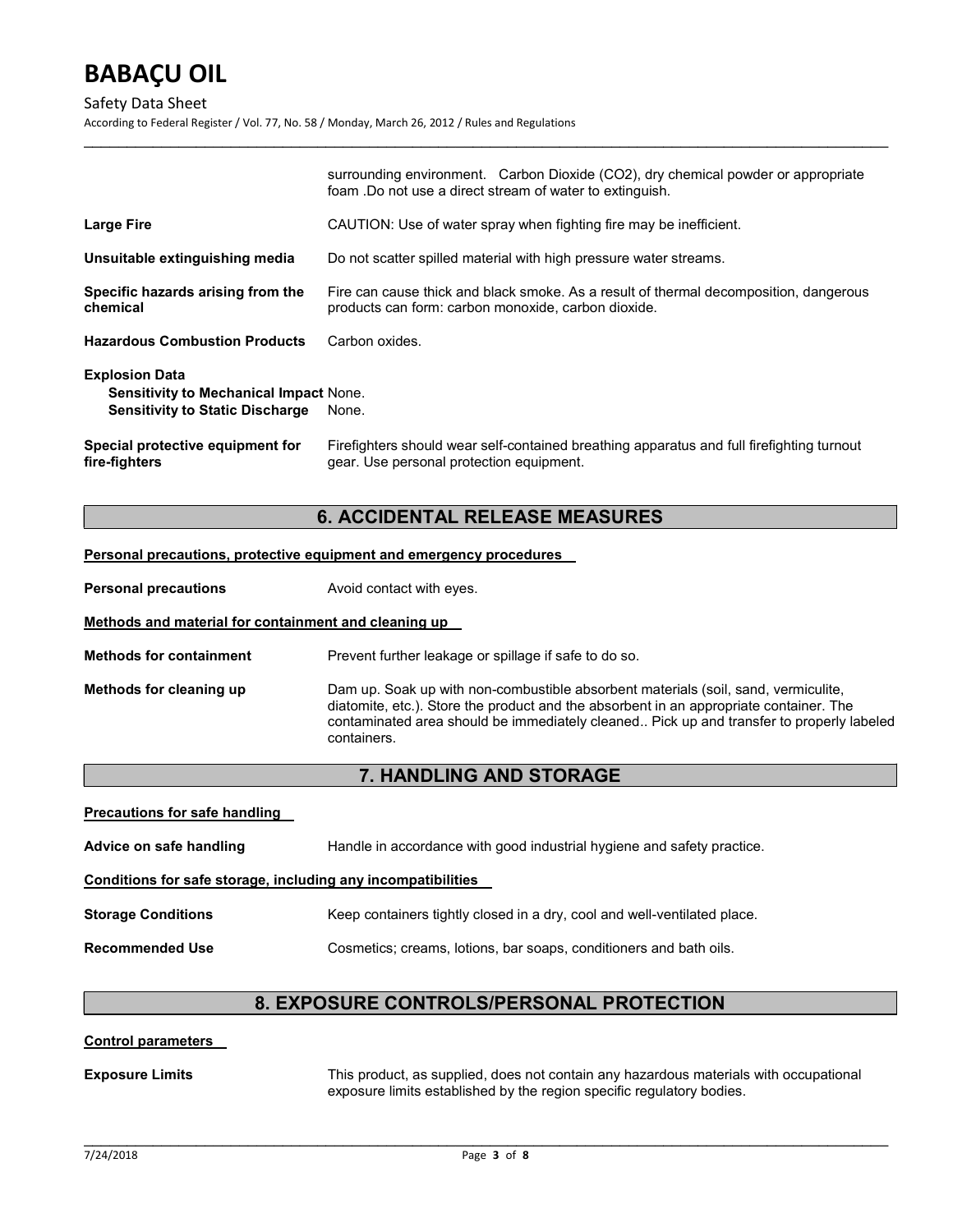| | |
|---|---|
| | surrounding environment. Carbon Dioxide ($CO_2$), dry chemical powder or appropriate foam .Do not use a direct stream of water to extinguish. |
| **Large Fire** | CAUTION: Use of water spray when fighting fire may be inefficient. |
| **Unsuitable extinguishing media** | Do not scatter spilled material with high pressure water streams. |
| **Specific hazards arising from the chemical** | Fire can cause thick and black smoke. As a result of thermal decomposition, dangerous products can form: carbon monoxide, carbon dioxide. |
| **Hazardous Combustion Products** | Carbon oxides. |

**Explosion Data**

| | |
|---|---|
| **Sensitivity to Mechanical Impact** | None. |
| **Sensitivity to Static Discharge** | None. |

| | |
|---|---|
| **Special protective equipment for fire-fighters** | Firefighters should wear self-contained breathing apparatus and full firefighting turnout gear. Use personal protection equipment. |

## 6. ACCIDENTAL RELEASE MEASURES

**Personal precautions, protective equipment and emergency procedures**

| | |
|---|---|
| **Personal precautions** | Avoid contact with eyes. |

**Methods and material for containment and cleaning up**

| | |
|---|---|
| **Methods for containment** | Prevent further leakage or spillage if safe to do so. |
| **Methods for cleaning up** | Dam up. Soak up with non-combustible absorbent materials (soil, sand, vermiculite, diatomite, etc.). Store the product and the absorbent in an appropriate container. The contaminated area should be immediately cleaned.. Pick up and transfer to properly labeled containers. |

## 7. HANDLING AND STORAGE

**Precautions for safe handling**

| | |
|---|---|
| **Advice on safe handling** | Handle in accordance with good industrial hygiene and safety practice. |

**Conditions for safe storage, including any incompatibilities**

| | |
|---|---|
| **Storage Conditions** | Keep containers tightly closed in a dry, cool and well-ventilated place. |
| **Recommended Use** | Cosmetics; creams, lotions, bar soaps, conditioners and bath oils. |

## 8. EXPOSURE CONTROLS/PERSONAL PROTECTION

**Control parameters**

| | |
|---|---|
| **Exposure Limits** | This product, as supplied, does not contain any hazardous materials with occupational exposure limits established by the region specific regulatory bodies. |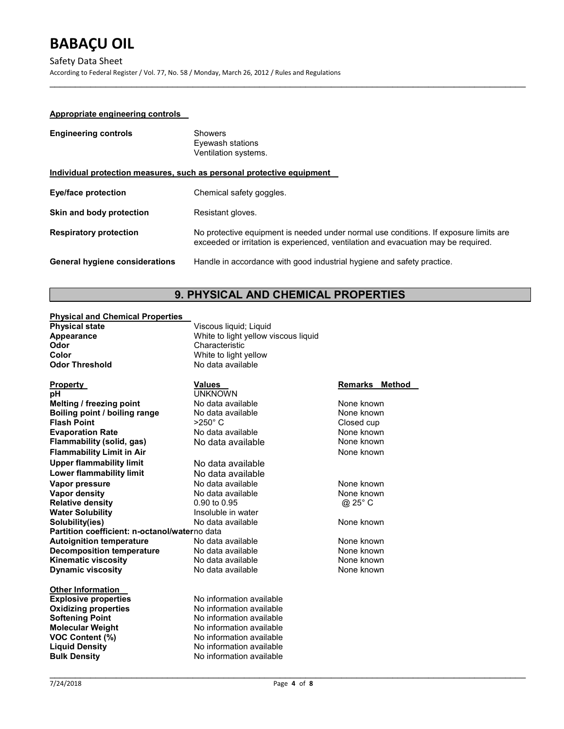**Appropriate engineering controls**

| | |
|---|---|
| **Engineering controls** | Showers<br>Eyewash stations<br>Ventilation systems. |

**Individual protection measures, such as personal protective equipment**

| | |
|---|---|
| **Eye/face protection** | Chemical safety goggles. |
| **Skin and body protection** | Resistant gloves. |
| **Respiratory protection** | No protective equipment is needed under normal use conditions. If exposure limits are exceeded or irritation is experienced, ventilation and evacuation may be required. |
| **General hygiene considerations** | Handle in accordance with good industrial hygiene and safety practice. |

## 9. PHYSICAL AND CHEMICAL PROPERTIES

**Physical and Chemical Properties**

| | |
|---|---|
| **Physical state** | Viscous liquid; Liquid |
| **Appearance** | White to light yellow viscous liquid |
| **Odor** | Characteristic |
| **Color** | White to light yellow |
| **Odor Threshold** | No data available |

| **Property** | **Values** | **Remarks Method** |
|---|---|---|
| **pH** | UNKNOWN | |
| **Melting / freezing point** | No data available | None known |
| **Boiling point / boiling range** | No data available | None known |
| **Flash Point** | >250° C | Closed cup |
| **Evaporation Rate** | No data available | None known |
| **Flammability (solid, gas)** | No data available | None known |
| **Flammability Limit in Air** | | None known |
| **Upper flammability limit** | No data available | |
| **Lower flammability limit** | No data available | |
| **Vapor pressure** | No data available | None known |
| **Vapor density** | No data available | None known |
| **Relative density** | 0.90 to 0.95 | @ 25° C |
| **Water Solubility** | Insoluble in water | |
| **Solubility(ies)** | No data available | None known |
| **Partition coefficient: n-octanol/water** | no data | |
| **Autoignition temperature** | No data available | None known |
| **Decomposition temperature** | No data available | None known |
| **Kinematic viscosity** | No data available | None known |
| **Dynamic viscosity** | No data available | None known |

**Other Information**

| | |
|---|---|
| **Explosive properties** | No information available |
| **Oxidizing properties** | No information available |
| **Softening Point** | No information available |
| **Molecular Weight** | No information available |
| **VOC Content (%)** | No information available |
| **Liquid Density** | No information available |
| **Bulk Density** | No information available |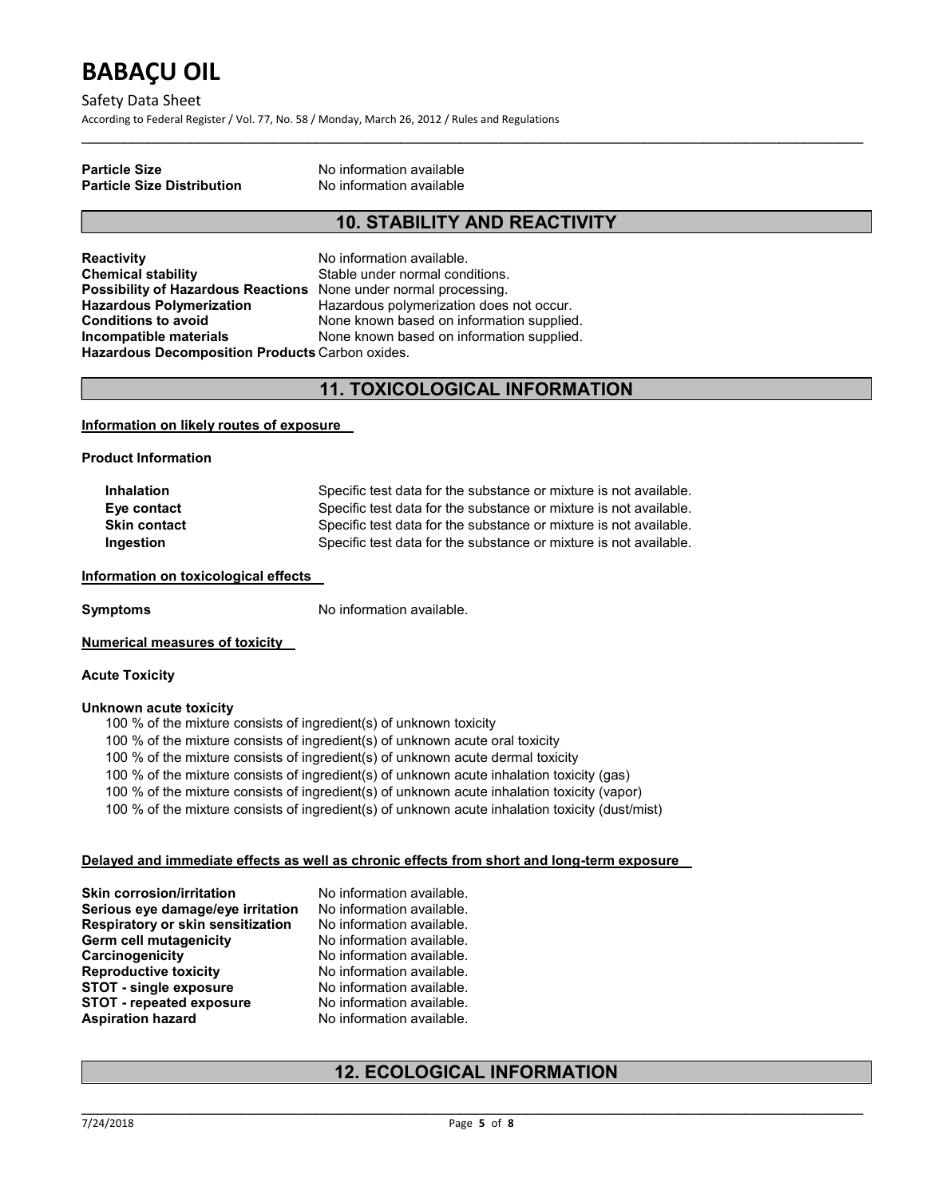| | |
|---|---|
| **Particle Size** | No information available |
| **Particle Size Distribution** | No information available |

## 10. STABILITY AND REACTIVITY

| | |
|---|---|
| **Reactivity** | No information available. |
| **Chemical stability** | Stable under normal conditions. |
| **Possibility of Hazardous Reactions** | None under normal processing. |
| **Hazardous Polymerization** | Hazardous polymerization does not occur. |
| **Conditions to avoid** | None known based on information supplied. |
| **Incompatible materials** | None known based on information supplied. |
| **Hazardous Decomposition Products** | Carbon oxides. |

## 11. TOXICOLOGICAL INFORMATION

**Information on likely routes of exposure**

**Product Information**

| | |
|---|---|
| **Inhalation** | Specific test data for the substance or mixture is not available. |
| **Eye contact** | Specific test data for the substance or mixture is not available. |
| **Skin contact** | Specific test data for the substance or mixture is not available. |
| **Ingestion** | Specific test data for the substance or mixture is not available. |

**Information on toxicological effects**

**Symptoms** No information available.

**Numerical measures of toxicity**

**Acute Toxicity**

**Unknown acute toxicity**

100 % of the mixture consists of ingredient(s) of unknown toxicity
100 % of the mixture consists of ingredient(s) of unknown acute oral toxicity
100 % of the mixture consists of ingredient(s) of unknown acute dermal toxicity
100 % of the mixture consists of ingredient(s) of unknown acute inhalation toxicity (gas)
100 % of the mixture consists of ingredient(s) of unknown acute inhalation toxicity (vapor)
100 % of the mixture consists of ingredient(s) of unknown acute inhalation toxicity (dust/mist)

**Delayed and immediate effects as well as chronic effects from short and long-term exposure**

| | |
|---|---|
| **Skin corrosion/irritation** | No information available. |
| **Serious eye damage/eye irritation** | No information available. |
| **Respiratory or skin sensitization** | No information available. |
| **Germ cell mutagenicity** | No information available. |
| **Carcinogenicity** | No information available. |
| **Reproductive toxicity** | No information available. |
| **STOT - single exposure** | No information available. |
| **STOT - repeated exposure** | No information available. |
| **Aspiration hazard** | No information available. |

## 12. ECOLOGICAL INFORMATION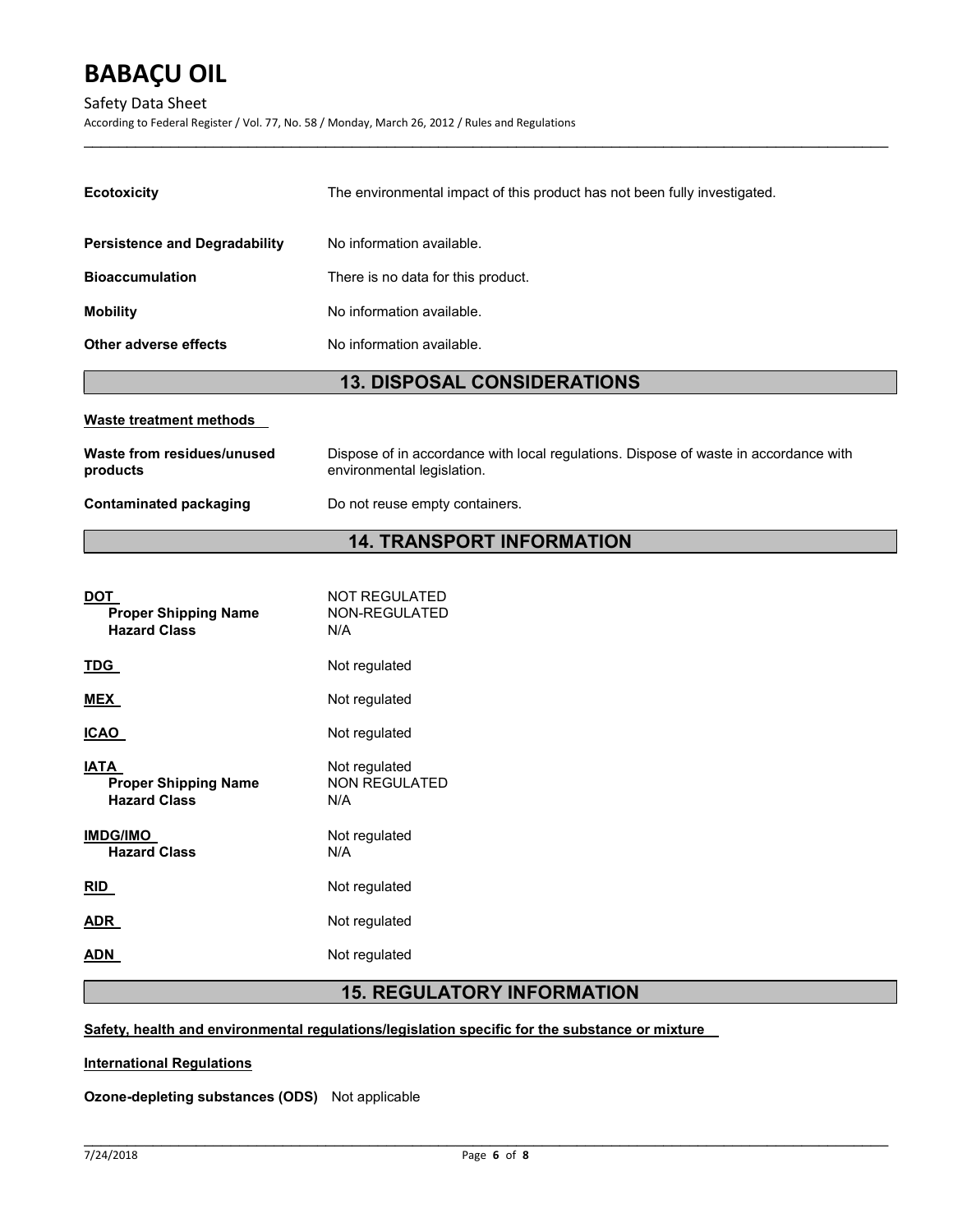| | |
|---|---|
| **Ecotoxicity** | The environmental impact of this product has not been fully investigated. |
| **Persistence and Degradability** | No information available. |
| **Bioaccumulation** | There is no data for this product. |
| **Mobility** | No information available. |
| **Other adverse effects** | No information available. |

## 13. DISPOSAL CONSIDERATIONS

**Waste treatment methods**

| | |
|---|---|
| **Waste from residues/unused products** | Dispose of in accordance with local regulations. Dispose of waste in accordance with environmental legislation. |
| **Contaminated packaging** | Do not reuse empty containers. |

## 14. TRANSPORT INFORMATION

| | |
|---|---|
| **DOT** | NOT REGULATED |
| **Proper Shipping Name** | NON-REGULATED |
| **Hazard Class** | N/A |
| **TDG** | Not regulated |
| **MEX** | Not regulated |
| **ICAO** | Not regulated |
| **IATA** | Not regulated |
| **Proper Shipping Name** | NON REGULATED |
| **Hazard Class** | N/A |
| **IMDG/IMO** | Not regulated |
| **Hazard Class** | N/A |
| **RID** | Not regulated |
| **ADR** | Not regulated |
| **ADN** | Not regulated |

## 15. REGULATORY INFORMATION

**Safety, health and environmental regulations/legislation specific for the substance or mixture**

**International Regulations**

**Ozone-depleting substances (ODS)** Not applicable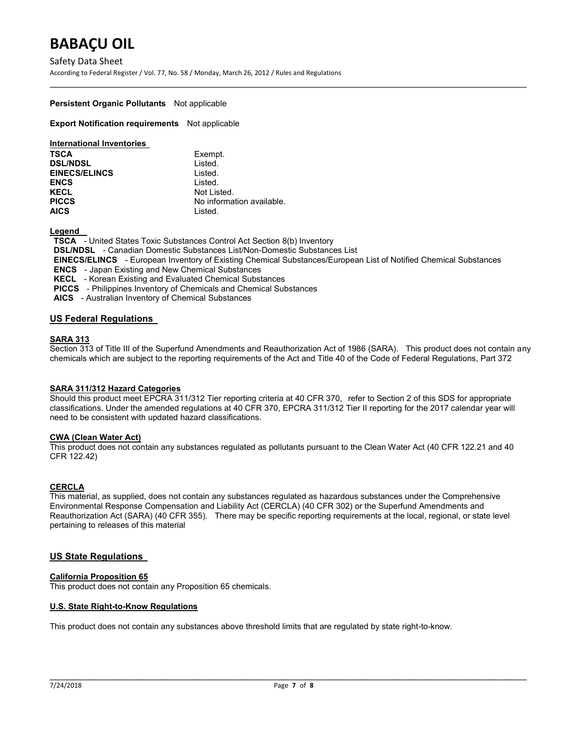**Persistent Organic Pollutants** Not applicable

**Export Notification requirements** Not applicable

**International Inventories**

| | |
|---|---|
| **TSCA** | Exempt. |
| **DSL/NDSL** | Listed. |
| **EINECS/ELINCS** | Listed. |
| **ENCS** | Listed. |
| **KECL** | Not Listed. |
| **PICCS** | No information available. |
| **AICS** | Listed. |

**Legend**

**TSCA** - United States Toxic Substances Control Act Section 8(b) Inventory
**DSL/NDSL** - Canadian Domestic Substances List/Non-Domestic Substances List
**EINECS/ELINCS** - European Inventory of Existing Chemical Substances/European List of Notified Chemical Substances
**ENCS** - Japan Existing and New Chemical Substances
**KECL** - Korean Existing and Evaluated Chemical Substances
**PICCS** - Philippines Inventory of Chemicals and Chemical Substances
**AICS** - Australian Inventory of Chemical Substances

## US Federal Regulations

### SARA 313

Section 313 of Title III of the Superfund Amendments and Reauthorization Act of 1986 (SARA). This product does not contain any chemicals which are subject to the reporting requirements of the Act and Title 40 of the Code of Federal Regulations, Part 372

### SARA 311/312 Hazard Categories

Should this product meet EPCRA 311/312 Tier reporting criteria at 40 CFR 370, refer to Section 2 of this SDS for appropriate classifications. Under the amended regulations at 40 CFR 370, EPCRA 311/312 Tier II reporting for the 2017 calendar year will need to be consistent with updated hazard classifications.

### CWA (Clean Water Act)

This product does not contain any substances regulated as pollutants pursuant to the Clean Water Act (40 CFR 122.21 and 40 CFR 122.42)

### CERCLA

This material, as supplied, does not contain any substances regulated as hazardous substances under the Comprehensive Environmental Response Compensation and Liability Act (CERCLA) (40 CFR 302) or the Superfund Amendments and Reauthorization Act (SARA) (40 CFR 355). There may be specific reporting requirements at the local, regional, or state level pertaining to releases of this material

## US State Regulations

### California Proposition 65

This product does not contain any Proposition 65 chemicals.

### U.S. State Right-to-Know Regulations

This product does not contain any substances above threshold limits that are regulated by state right-to-know.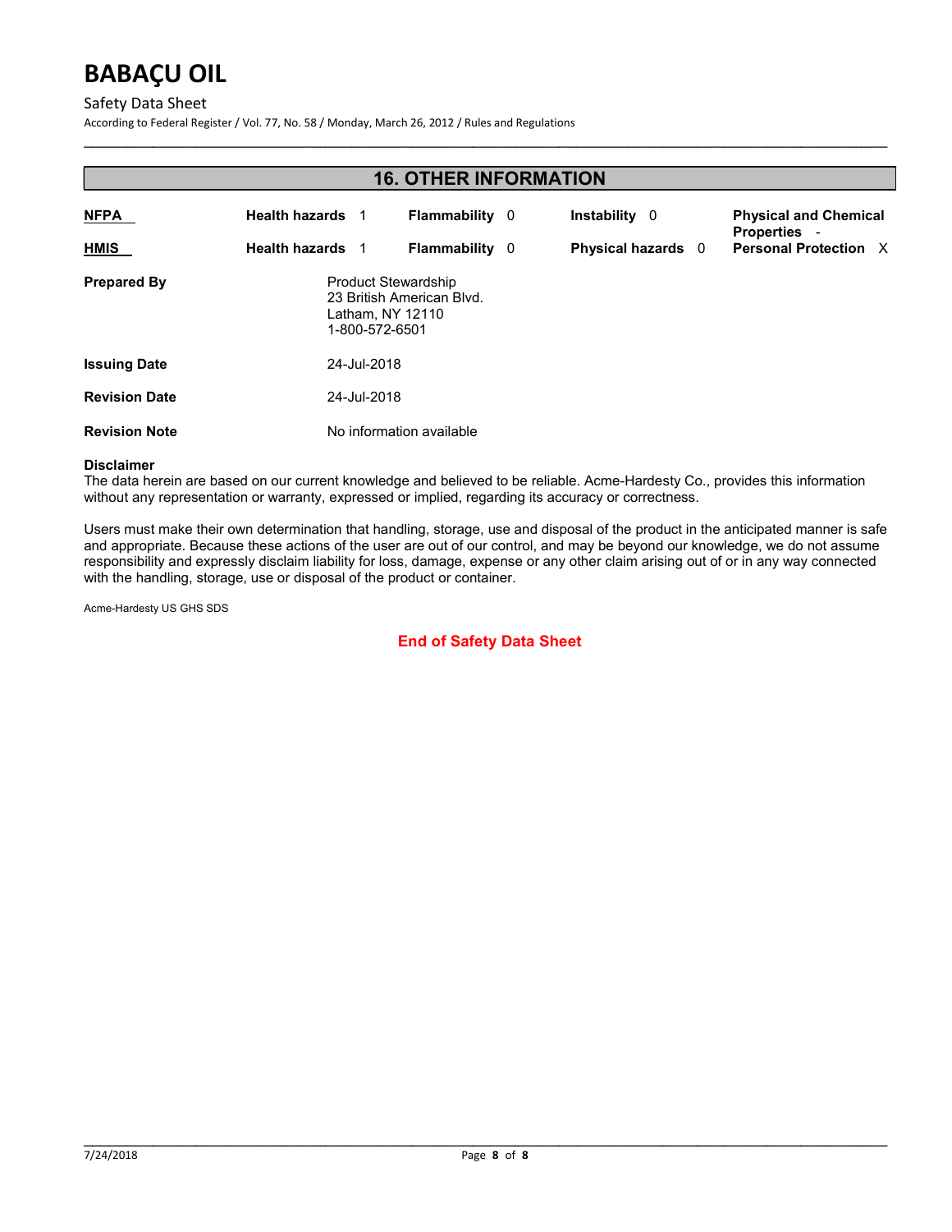## 16. OTHER INFORMATION

| | | | | |
|---|---|---|---|---|
| **NFPA** | **Health hazards** 1 | **Flammability** 0 | **Instability** 0 | **Physical and Chemical Properties** - |
| **HMIS** | **Health hazards** 1 | **Flammability** 0 | **Physical hazards** 0 | **Personal Protection** X |

**Prepared By**
Product Stewardship
23 British American Blvd.
Latham, NY 12110
1-800-572-6501

**Issuing Date** 24-Jul-2018

**Revision Date** 24-Jul-2018

**Revision Note** No information available

**Disclaimer**

The data herein are based on our current knowledge and believed to be reliable. Acme-Hardesty Co., provides this information without any representation or warranty, expressed or implied, regarding its accuracy or correctness.

Users must make their own determination that handling, storage, use and disposal of the product in the anticipated manner is safe and appropriate. Because these actions of the user are out of our control, and may be beyond our knowledge, we do not assume responsibility and expressly disclaim liability for loss, damage, expense or any other claim arising out of or in any way connected with the handling, storage, use or disposal of the product or container.

Acme-Hardesty US GHS SDS

**End of Safety Data Sheet**